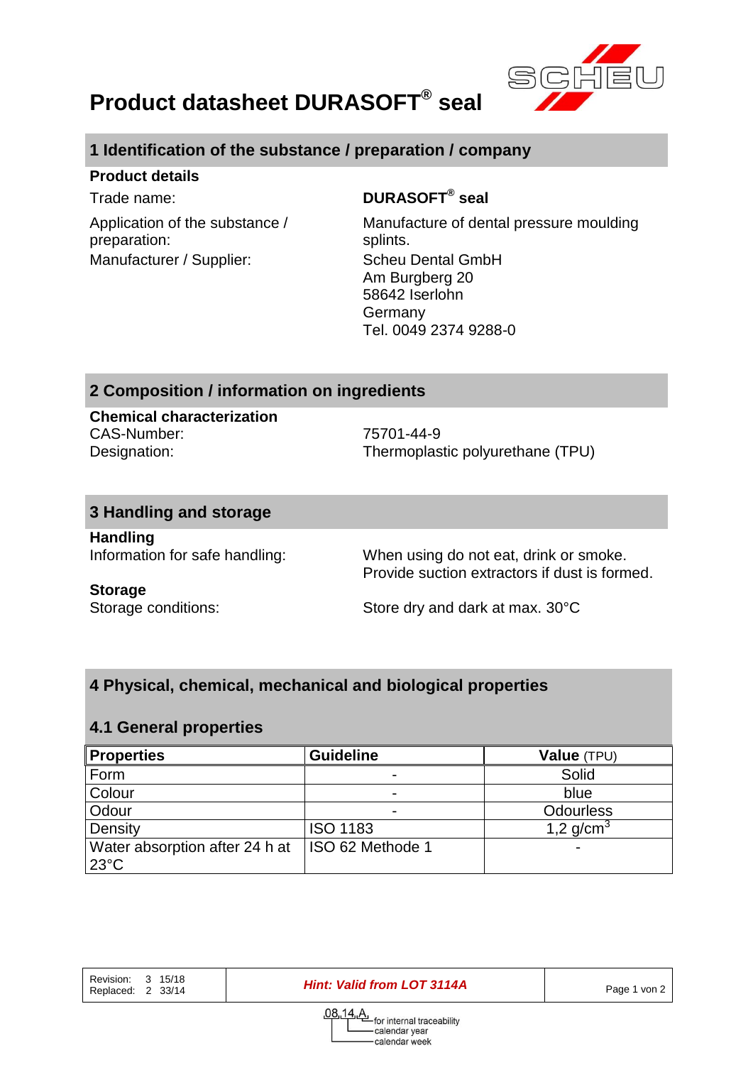# Product datasheet DURASOFT® seal

## 1 Identification of the substance / preparation / company

**Product details**

Trade name: **DURASOFT® seal**

Application of the substance / preparation: Manufacture of dental pressure moulding splints.

Manufacturer / Supplier: Scheu Dental GmbH
Am Burgberg 20
58642 Iserlohn
Germany
Tel. 0049 2374 9288-0

## 2 Composition / information on ingredients

**Chemical characterization**

CAS-Number: 75701-44-9
Designation: Thermoplastic polyurethane (TPU)

## 3 Handling and storage

**Handling**

Information for safe handling: When using do not eat, drink or smoke. Provide suction extractors if dust is formed.

**Storage**

Storage conditions: Store dry and dark at max. 30°C

## 4 Physical, chemical, mechanical and biological properties

### 4.1 General properties

| **Properties** | **Guideline** | **Value** (TPU) |
|---|---|---|
| Form | - | Solid |
| Colour | - | blue |
| Odour | - | Odourless |
| Density | ISO 1183 | 1,2 g/cm$^3$ |
| Water absorption after 24 h at 23°C | ISO 62 Methode 1 | - |

| Revision: 3 15/18<br>Replaced: 2 33/14 | ***Hint: Valid from LOT 3114A*** |
|---|---|

08,14,A — for internal traceability; calendar year; calendar week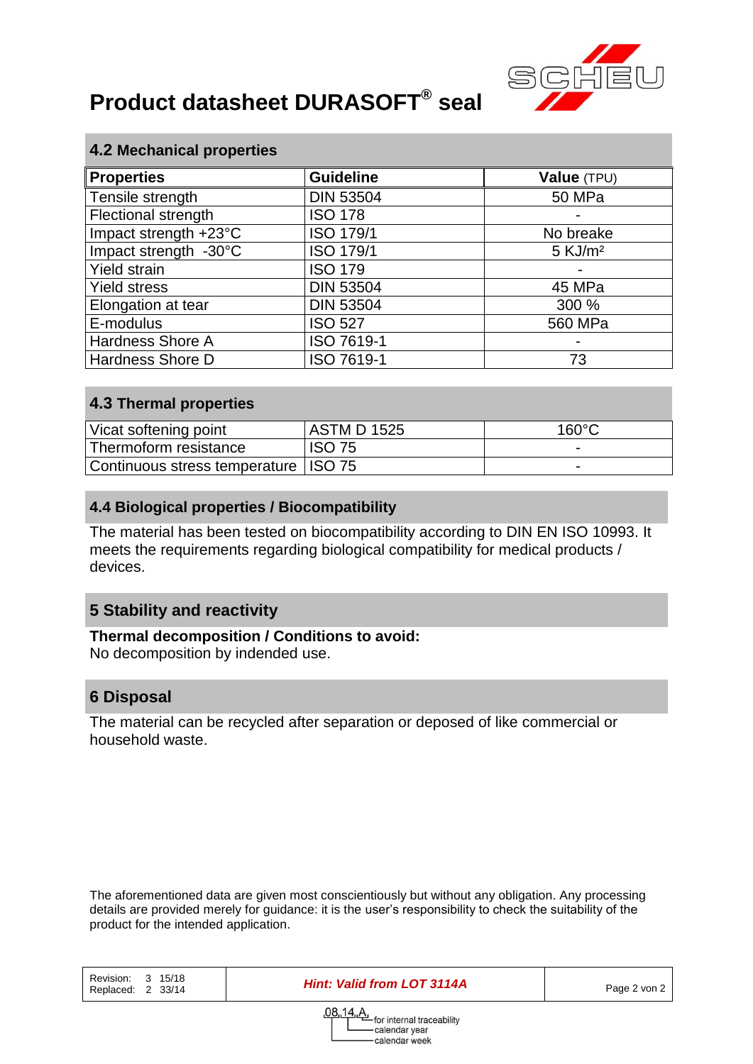# Product datasheet DURASOFT® seal

## 4.2 Mechanical properties

| **Properties** | **Guideline** | **Value** (TPU) |
|---|---|---|
| Tensile strength | DIN 53504 | 50 MPa |
| Flectional strength | ISO 178 | - |
| Impact strength +23°C | ISO 179/1 | No breake |
| Impact strength -30°C | ISO 179/1 | 5 KJ/m² |
| Yield strain | ISO 179 | - |
| Yield stress | DIN 53504 | 45 MPa |
| Elongation at tear | DIN 53504 | 300 % |
| E-modulus | ISO 527 | 560 MPa |
| Hardness Shore A | ISO 7619-1 | - |
| Hardness Shore D | ISO 7619-1 | 73 |

## 4.3 Thermal properties

| | | |
|---|---|---|
| Vicat softening point | ASTM D 1525 | 160°C |
| Thermoform resistance | ISO 75 | - |
| Continuous stress temperature | ISO 75 | - |

## 4.4 Biological properties / Biocompatibility

The material has been tested on biocompatibility according to DIN EN ISO 10993. It meets the requirements regarding biological compatibility for medical products / devices.

## 5 Stability and reactivity

**Thermal decomposition / Conditions to avoid:**
No decomposition by indended use.

## 6 Disposal

The material can be recycled after separation or deposed of like commercial or household waste.

The aforementioned data are given most conscientiously but without any obligation. Any processing details are provided merely for guidance: it is the user's responsibility to check the suitability of the product for the intended application.

| | | |
|---|---|---|
| Revision: 3 15/18<br>Replaced: 2 33/14 | ***Hint: Valid from LOT 3114A*** | |

08 14 A
- A: for internal traceability
- 14: calendar year
- 08: calendar week